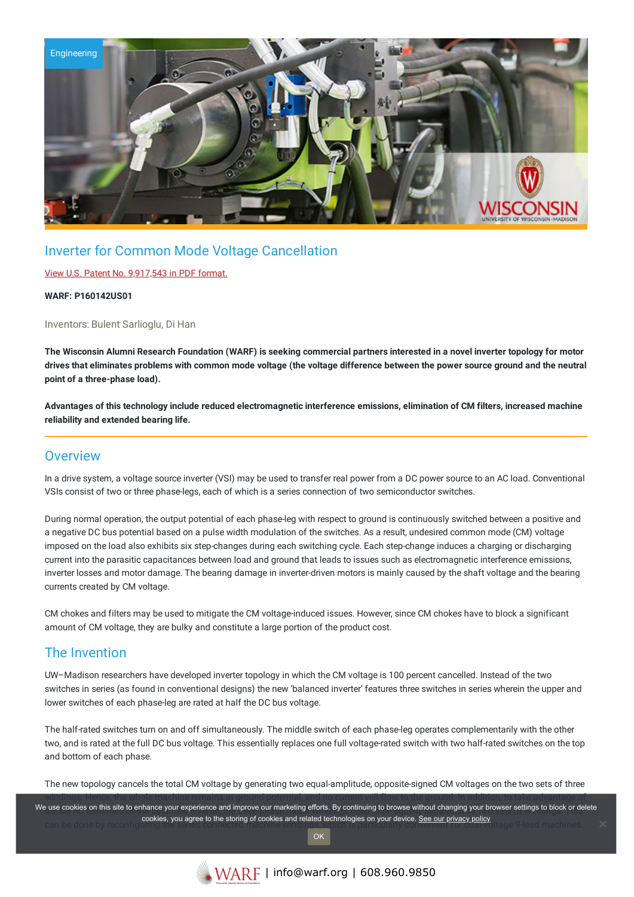Engineering

# Inverter for Common Mode Voltage Cancellation

View U.S. Patent No. 9,917,543 in PDF format.

**WARF: P160142US01**

Inventors: Bulent Sarlioglu, Di Han

**The Wisconsin Alumni Research Foundation (WARF) is seeking commercial partners interested in a novel inverter topology for motor drives that eliminates problems with common mode voltage (the voltage difference between the power source ground and the neutral point of a three-phase load).**

**Advantages of this technology include reduced electromagnetic interference emissions, elimination of CM filters, increased machine reliability and extended bearing life.**

## Overview

In a drive system, a voltage source inverter (VSI) may be used to transfer real power from a DC power source to an AC load. Conventional VSIs consist of two or three phase-legs, each of which is a series connection of two semiconductor switches.

During normal operation, the output potential of each phase-leg with respect to ground is continuously switched between a positive and a negative DC bus potential based on a pulse width modulation of the switches. As a result, undesired common mode (CM) voltage imposed on the load also exhibits six step-changes during each switching cycle. Each step-change induces a charging or discharging current into the parasitic capacitances between load and ground that leads to issues such as electromagnetic interference emissions, inverter losses and motor damage. The bearing damage in inverter-driven motors is mainly caused by the shaft voltage and the bearing currents created by CM voltage.

CM chokes and filters may be used to mitigate the CM voltage-induced issues. However, since CM chokes have to block a significant amount of CM voltage, they are bulky and constitute a large portion of the product cost.

## The Invention

UW–Madison researchers have developed inverter topology in which the CM voltage is 100 percent cancelled. Instead of the two switches in series (as found in conventional designs) the new 'balanced inverter' features three switches in series wherein the upper and lower switches of each phase-leg are rated at half the DC bus voltage.

The half-rated switches turn on and off simultaneously. The middle switch of each phase-leg operates complementarily with the other two, and is rated at the full DC bus voltage. This essentially replaces one full voltage-rated switch with two half-rated switches on the top and bottom of each phase.

The new topology cancels the total CM voltage by generating two equal-amplitude, opposite-signed CM voltages on the two sets of three windings. Hence, the whole machine remains at ground potential, and no current will flow to the ground. In addition, to take advantage of the six AC terminals of ... sets of windings. This can be done by reconfiguring the series connected machine windings, which is particularly convenient for dual-voltage 9-lead machines.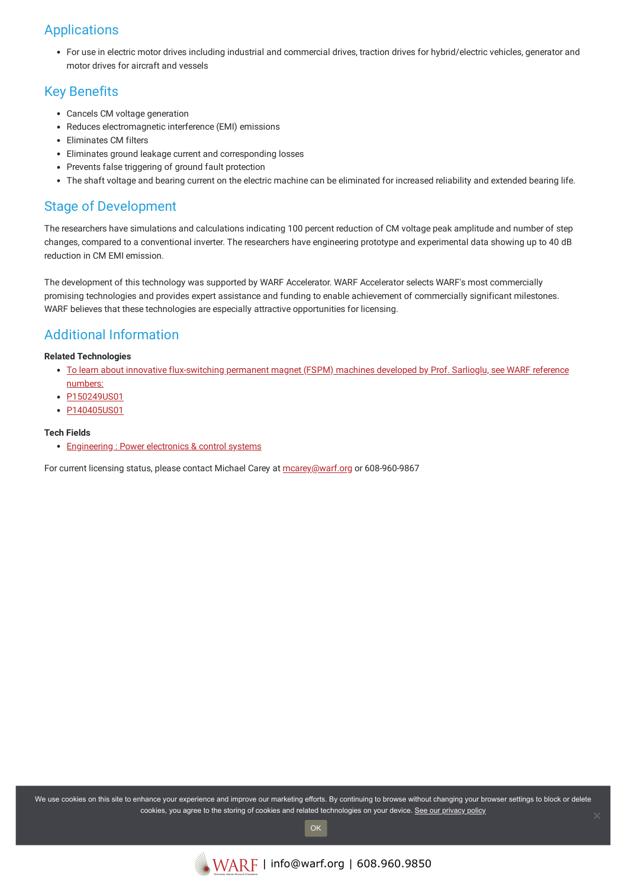## Applications

- For use in electric motor drives including industrial and commercial drives, traction drives for hybrid/electric vehicles, generator and motor drives for aircraft and vessels

## Key Benefits

- Cancels CM voltage generation
- Reduces electromagnetic interference (EMI) emissions
- Eliminates CM filters
- Eliminates ground leakage current and corresponding losses
- Prevents false triggering of ground fault protection
- The shaft voltage and bearing current on the electric machine can be eliminated for increased reliability and extended bearing life.

## Stage of Development

The researchers have simulations and calculations indicating 100 percent reduction of CM voltage peak amplitude and number of step changes, compared to a conventional inverter. The researchers have engineering prototype and experimental data showing up to 40 dB reduction in CM EMI emission.

The development of this technology was supported by WARF Accelerator. WARF Accelerator selects WARF's most commercially promising technologies and provides expert assistance and funding to enable achievement of commercially significant milestones. WARF believes that these technologies are especially attractive opportunities for licensing.

## Additional Information

**Related Technologies**

- To learn about innovative flux-switching permanent magnet (FSPM) machines developed by Prof. Sarlioglu, see WARF reference numbers:
- P150249US01
- P140405US01

**Tech Fields**

- Engineering : Power electronics & control systems

For current licensing status, please contact Michael Carey at mcarey@warf.org or 608-960-9867